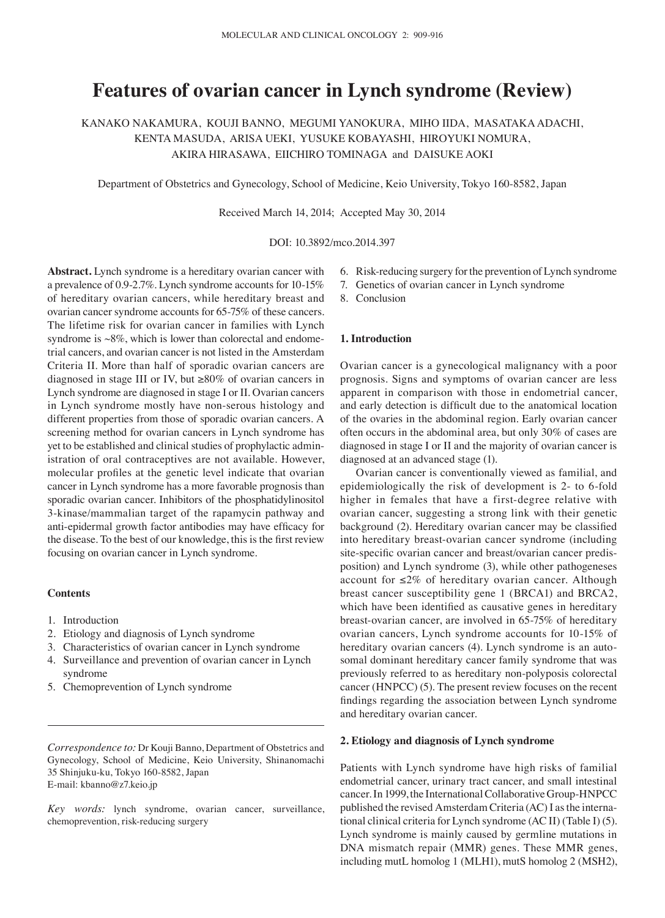# Features of ovarian cancer in Lynch syndrome (Review)

KANAKO NAKAMURA, KOUJI BANNO, MEGUMI YANOKURA, MIHO IIDA, MASATAKA ADACHI, KENTA MASUDA, ARISA UEKI, YUSUKE KOBAYASHI, HIROYUKI NOMURA, AKIRA HIRASAWA, EIICHIRO TOMINAGA and DAISUKE AOKI

Department of Obstetrics and Gynecology, School of Medicine, Keio University, Tokyo 160-8582, Japan

Received March 14, 2014; Accepted May 30, 2014

DOI: 10.3892/mco.2014.397

**Abstract.** Lynch syndrome is a hereditary ovarian cancer with a prevalence of 0.9-2.7%. Lynch syndrome accounts for 10-15% of hereditary ovarian cancers, while hereditary breast and ovarian cancer syndrome accounts for 65-75% of these cancers. The lifetime risk for ovarian cancer in families with Lynch syndrome is ~8%, which is lower than colorectal and endometrial cancers, and ovarian cancer is not listed in the Amsterdam Criteria II. More than half of sporadic ovarian cancers are diagnosed in stage III or IV, but ≥80% of ovarian cancers in Lynch syndrome are diagnosed in stage I or II. Ovarian cancers in Lynch syndrome mostly have non-serous histology and different properties from those of sporadic ovarian cancers. A screening method for ovarian cancers in Lynch syndrome has yet to be established and clinical studies of prophylactic administration of oral contraceptives are not available. However, molecular profiles at the genetic level indicate that ovarian cancer in Lynch syndrome has a more favorable prognosis than sporadic ovarian cancer. Inhibitors of the phosphatidylinositol 3-kinase/mammalian target of the rapamycin pathway and anti-epidermal growth factor antibodies may have efficacy for the disease. To the best of our knowledge, this is the first review focusing on ovarian cancer in Lynch syndrome.

**Contents**

1. Introduction
2. Etiology and diagnosis of Lynch syndrome
3. Characteristics of ovarian cancer in Lynch syndrome
4. Surveillance and prevention of ovarian cancer in Lynch syndrome
5. Chemoprevention of Lynch syndrome
6. Risk-reducing surgery for the prevention of Lynch syndrome
7. Genetics of ovarian cancer in Lynch syndrome
8. Conclusion

*Correspondence to:* Dr Kouji Banno, Department of Obstetrics and Gynecology, School of Medicine, Keio University, Shinanomachi 35 Shinjuku-ku, Tokyo 160-8582, Japan
E-mail: kbanno@z7.keio.jp

*Key words:* lynch syndrome, ovarian cancer, surveillance, chemoprevention, risk-reducing surgery

## 1. Introduction

Ovarian cancer is a gynecological malignancy with a poor prognosis. Signs and symptoms of ovarian cancer are less apparent in comparison with those in endometrial cancer, and early detection is difficult due to the anatomical location of the ovaries in the abdominal region. Early ovarian cancer often occurs in the abdominal area, but only 30% of cases are diagnosed in stage I or II and the majority of ovarian cancer is diagnosed at an advanced stage (1).

Ovarian cancer is conventionally viewed as familial, and epidemiologically the risk of development is 2- to 6-fold higher in females that have a first-degree relative with ovarian cancer, suggesting a strong link with their genetic background (2). Hereditary ovarian cancer may be classified into hereditary breast-ovarian cancer syndrome (including site-specific ovarian cancer and breast/ovarian cancer predisposition) and Lynch syndrome (3), while other pathogeneses account for ≤2% of hereditary ovarian cancer. Although breast cancer susceptibility gene 1 (BRCA1) and BRCA2, which have been identified as causative genes in hereditary breast-ovarian cancer, are involved in 65-75% of hereditary ovarian cancers, Lynch syndrome accounts for 10-15% of hereditary ovarian cancers (4). Lynch syndrome is an autosomal dominant hereditary cancer family syndrome that was previously referred to as hereditary non-polyposis colorectal cancer (HNPCC) (5). The present review focuses on the recent findings regarding the association between Lynch syndrome and hereditary ovarian cancer.

## 2. Etiology and diagnosis of Lynch syndrome

Patients with Lynch syndrome have high risks of familial endometrial cancer, urinary tract cancer, and small intestinal cancer. In 1999, the International Collaborative Group-HNPCC published the revised Amsterdam Criteria (AC) I as the international clinical criteria for Lynch syndrome (AC II) (Table I) (5). Lynch syndrome is mainly caused by germline mutations in DNA mismatch repair (MMR) genes. These MMR genes, including mutL homolog 1 (MLH1), mutS homolog 2 (MSH2),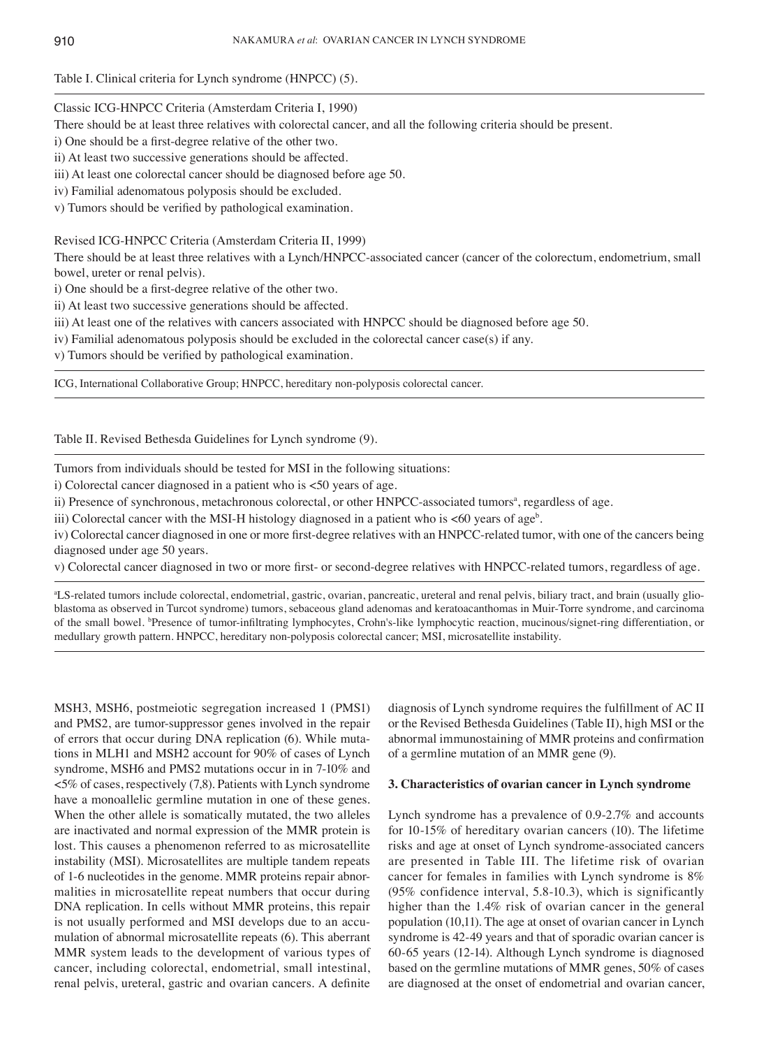Table I. Clinical criteria for Lynch syndrome (HNPCC) (5).

| |
|---|
| Classic ICG-HNPCC Criteria (Amsterdam Criteria I, 1990) |
| There should be at least three relatives with colorectal cancer, and all the following criteria should be present. |
| i) One should be a first-degree relative of the other two. |
| ii) At least two successive generations should be affected. |
| iii) At least one colorectal cancer should be diagnosed before age 50. |
| iv) Familial adenomatous polyposis should be excluded. |
| v) Tumors should be verified by pathological examination. |
| Revised ICG-HNPCC Criteria (Amsterdam Criteria II, 1999) |
| There should be at least three relatives with a Lynch/HNPCC-associated cancer (cancer of the colorectum, endometrium, small bowel, ureter or renal pelvis). |
| i) One should be a first-degree relative of the other two. |
| ii) At least two successive generations should be affected. |
| iii) At least one of the relatives with cancers associated with HNPCC should be diagnosed before age 50. |
| iv) Familial adenomatous polyposis should be excluded in the colorectal cancer case(s) if any. |
| v) Tumors should be verified by pathological examination. |

ICG, International Collaborative Group; HNPCC, hereditary non-polyposis colorectal cancer.

Table II. Revised Bethesda Guidelines for Lynch syndrome (9).

| |
|---|
| Tumors from individuals should be tested for MSI in the following situations: |
| i) Colorectal cancer diagnosed in a patient who is <50 years of age. |
| ii) Presence of synchronous, metachronous colorectal, or other HNPCC-associated tumors[a], regardless of age. |
| iii) Colorectal cancer with the MSI-H histology diagnosed in a patient who is <60 years of age[b]. |
| iv) Colorectal cancer diagnosed in one or more first-degree relatives with an HNPCC-related tumor, with one of the cancers being diagnosed under age 50 years. |
| v) Colorectal cancer diagnosed in two or more first- or second-degree relatives with HNPCC-related tumors, regardless of age. |

[a]LS-related tumors include colorectal, endometrial, gastric, ovarian, pancreatic, ureteral and renal pelvis, biliary tract, and brain (usually glioblastoma as observed in Turcot syndrome) tumors, sebaceous gland adenomas and keratoacanthomas in Muir-Torre syndrome, and carcinoma of the small bowel. [b]Presence of tumor-infiltrating lymphocytes, Crohn's-like lymphocytic reaction, mucinous/signet-ring differentiation, or medullary growth pattern. HNPCC, hereditary non-polyposis colorectal cancer; MSI, microsatellite instability.

MSH3, MSH6, postmeiotic segregation increased 1 (PMS1) and PMS2, are tumor-suppressor genes involved in the repair of errors that occur during DNA replication (6). While mutations in MLH1 and MSH2 account for 90% of cases of Lynch syndrome, MSH6 and PMS2 mutations occur in in 7-10% and <5% of cases, respectively (7,8). Patients with Lynch syndrome have a monoallelic germline mutation in one of these genes. When the other allele is somatically mutated, the two alleles are inactivated and normal expression of the MMR protein is lost. This causes a phenomenon referred to as microsatellite instability (MSI). Microsatellites are multiple tandem repeats of 1-6 nucleotides in the genome. MMR proteins repair abnormalities in microsatellite repeat numbers that occur during DNA replication. In cells without MMR proteins, this repair is not usually performed and MSI develops due to an accumulation of abnormal microsatellite repeats (6). This aberrant MMR system leads to the development of various types of cancer, including colorectal, endometrial, small intestinal, renal pelvis, ureteral, gastric and ovarian cancers. A definite diagnosis of Lynch syndrome requires the fulfillment of AC II or the Revised Bethesda Guidelines (Table II), high MSI or the abnormal immunostaining of MMR proteins and confirmation of a germline mutation of an MMR gene (9).

## 3. Characteristics of ovarian cancer in Lynch syndrome

Lynch syndrome has a prevalence of 0.9-2.7% and accounts for 10-15% of hereditary ovarian cancers (10). The lifetime risks and age at onset of Lynch syndrome-associated cancers are presented in Table III. The lifetime risk of ovarian cancer for females in families with Lynch syndrome is 8% (95% confidence interval, 5.8-10.3), which is significantly higher than the 1.4% risk of ovarian cancer in the general population (10,11). The age at onset of ovarian cancer in Lynch syndrome is 42-49 years and that of sporadic ovarian cancer is 60-65 years (12-14). Although Lynch syndrome is diagnosed based on the germline mutations of MMR genes, 50% of cases are diagnosed at the onset of endometrial and ovarian cancer,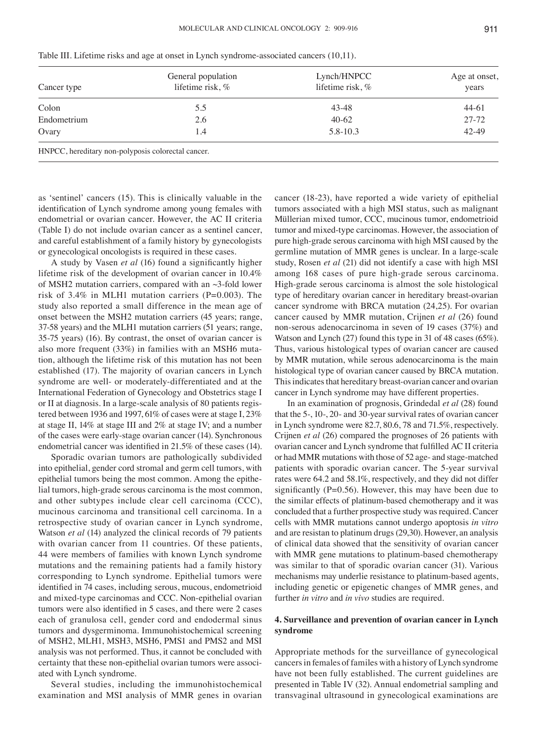Table III. Lifetime risks and age at onset in Lynch syndrome-associated cancers (10,11).

| Cancer type | General population lifetime risk, % | Lynch/HNPCC lifetime risk, % | Age at onset, years |
|---|---|---|---|
| Colon | 5.5 | 43-48 | 44-61 |
| Endometrium | 2.6 | 40-62 | 27-72 |
| Ovary | 1.4 | 5.8-10.3 | 42-49 |

HNPCC, hereditary non-polyposis colorectal cancer.

as 'sentinel' cancers (15). This is clinically valuable in the identification of Lynch syndrome among young females with endometrial or ovarian cancer. However, the AC II criteria (Table I) do not include ovarian cancer as a sentinel cancer, and careful establishment of a family history by gynecologists or gynecological oncologists is required in these cases.

A study by Vasen *et al* (16) found a significantly higher lifetime risk of the development of ovarian cancer in 10.4% of MSH2 mutation carriers, compared with an ~3-fold lower risk of 3.4% in MLH1 mutation carriers (P=0.003). The study also reported a small difference in the mean age of onset between the MSH2 mutation carriers (45 years; range, 37-58 years) and the MLH1 mutation carriers (51 years; range, 35-75 years) (16). By contrast, the onset of ovarian cancer is also more frequent (33%) in families with an MSH6 mutation, although the lifetime risk of this mutation has not been established (17). The majority of ovarian cancers in Lynch syndrome are well- or moderately-differentiated and at the International Federation of Gynecology and Obstetrics stage I or II at diagnosis. In a large-scale analysis of 80 patients registered between 1936 and 1997, 61% of cases were at stage I, 23% at stage II, 14% at stage III and 2% at stage IV; and a number of the cases were early-stage ovarian cancer (14). Synchronous endometrial cancer was identified in 21.5% of these cases (14).

Sporadic ovarian tumors are pathologically subdivided into epithelial, gender cord stromal and germ cell tumors, with epithelial tumors being the most common. Among the epithelial tumors, high-grade serous carcinoma is the most common, and other subtypes include clear cell carcinoma (CCC), mucinous carcinoma and transitional cell carcinoma. In a retrospective study of ovarian cancer in Lynch syndrome, Watson *et al* (14) analyzed the clinical records of 79 patients with ovarian cancer from 11 countries. Of these patients, 44 were members of families with known Lynch syndrome mutations and the remaining patients had a family history corresponding to Lynch syndrome. Epithelial tumors were identified in 74 cases, including serous, mucous, endometrioid and mixed-type carcinomas and CCC. Non-epithelial ovarian tumors were also identified in 5 cases, and there were 2 cases each of granulosa cell, gender cord and endodermal sinus tumors and dysgerminoma. Immunohistochemical screening of MSH2, MLH1, MSH3, MSH6, PMS1 and PMS2 and MSI analysis was not performed. Thus, it cannot be concluded with certainty that these non-epithelial ovarian tumors were associated with Lynch syndrome.

Several studies, including the immunohistochemical examination and MSI analysis of MMR genes in ovarian cancer (18-23), have reported a wide variety of epithelial tumors associated with a high MSI status, such as malignant Müllerian mixed tumor, CCC, mucinous tumor, endometrioid tumor and mixed-type carcinomas. However, the association of pure high-grade serous carcinoma with high MSI caused by the germline mutation of MMR genes is unclear. In a large-scale study, Rosen *et al* (21) did not identify a case with high MSI among 168 cases of pure high-grade serous carcinoma. High-grade serous carcinoma is almost the sole histological type of hereditary ovarian cancer in hereditary breast-ovarian cancer syndrome with BRCA mutation (24,25). For ovarian cancer caused by MMR mutation, Crijnen *et al* (26) found non-serous adenocarcinoma in seven of 19 cases (37%) and Watson and Lynch (27) found this type in 31 of 48 cases (65%). Thus, various histological types of ovarian cancer are caused by MMR mutation, while serous adenocarcinoma is the main histological type of ovarian cancer caused by BRCA mutation. This indicates that hereditary breast-ovarian cancer and ovarian cancer in Lynch syndrome may have different properties.

In an examination of prognosis, Grindedal *et al* (28) found that the 5-, 10-, 20- and 30-year survival rates of ovarian cancer in Lynch syndrome were 82.7, 80.6, 78 and 71.5%, respectively. Crijnen *et al* (26) compared the prognoses of 26 patients with ovarian cancer and Lynch syndrome that fulfilled AC II criteria or had MMR mutations with those of 52 age- and stage-matched patients with sporadic ovarian cancer. The 5-year survival rates were 64.2 and 58.1%, respectively, and they did not differ significantly (P=0.56). However, this may have been due to the similar effects of platinum-based chemotherapy and it was concluded that a further prospective study was required. Cancer cells with MMR mutations cannot undergo apoptosis *in vitro* and are resistan to platinum drugs (29,30). However, an analysis of clinical data showed that the sensitivity of ovarian cancer with MMR gene mutations to platinum-based chemotherapy was similar to that of sporadic ovarian cancer (31). Various mechanisms may underlie resistance to platinum-based agents, including genetic or epigenetic changes of MMR genes, and further *in vitro* and *in vivo* studies are required.

## 4. Surveillance and prevention of ovarian cancer in Lynch syndrome

Appropriate methods for the surveillance of gynecological cancers in females of familes with a history of Lynch syndrome have not been fully established. The current guidelines are presented in Table IV (32). Annual endometrial sampling and transvaginal ultrasound in gynecological examinations are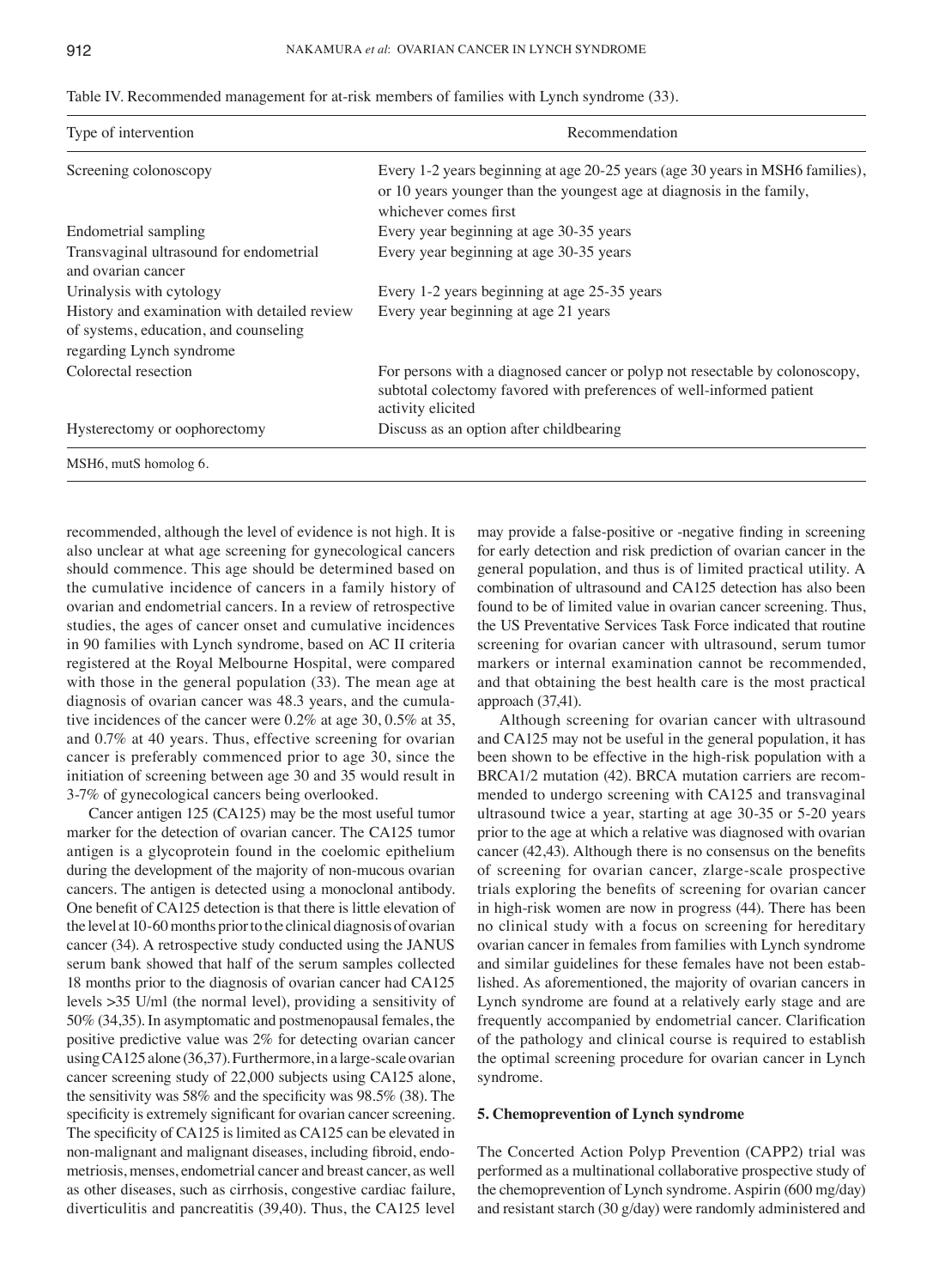Table IV. Recommended management for at-risk members of families with Lynch syndrome (33).

| Type of intervention | Recommendation |
|---|---|
| Screening colonoscopy | Every 1-2 years beginning at age 20-25 years (age 30 years in MSH6 families), or 10 years younger than the youngest age at diagnosis in the family, whichever comes first |
| Endometrial sampling | Every year beginning at age 30-35 years |
| Transvaginal ultrasound for endometrial and ovarian cancer | Every year beginning at age 30-35 years |
| Urinalysis with cytology | Every 1-2 years beginning at age 25-35 years |
| History and examination with detailed review of systems, education, and counseling regarding Lynch syndrome | Every year beginning at age 21 years |
| Colorectal resection | For persons with a diagnosed cancer or polyp not resectable by colonoscopy, subtotal colectomy favored with preferences of well-informed patient activity elicited |
| Hysterectomy or oophorectomy | Discuss as an option after childbearing |

MSH6, mutS homolog 6.

recommended, although the level of evidence is not high. It is also unclear at what age screening for gynecological cancers should commence. This age should be determined based on the cumulative incidence of cancers in a family history of ovarian and endometrial cancers. In a review of retrospective studies, the ages of cancer onset and cumulative incidences in 90 families with Lynch syndrome, based on AC II criteria registered at the Royal Melbourne Hospital, were compared with those in the general population (33). The mean age at diagnosis of ovarian cancer was 48.3 years, and the cumulative incidences of the cancer were 0.2% at age 30, 0.5% at 35, and 0.7% at 40 years. Thus, effective screening for ovarian cancer is preferably commenced prior to age 30, since the initiation of screening between age 30 and 35 would result in 3-7% of gynecological cancers being overlooked.

Cancer antigen 125 (CA125) may be the most useful tumor marker for the detection of ovarian cancer. The CA125 tumor antigen is a glycoprotein found in the coelomic epithelium during the development of the majority of non-mucous ovarian cancers. The antigen is detected using a monoclonal antibody. One benefit of CA125 detection is that there is little elevation of the level at 10-60 months prior to the clinical diagnosis of ovarian cancer (34). A retrospective study conducted using the JANUS serum bank showed that half of the serum samples collected 18 months prior to the diagnosis of ovarian cancer had CA125 levels >35 U/ml (the normal level), providing a sensitivity of 50% (34,35). In asymptomatic and postmenopausal females, the positive predictive value was 2% for detecting ovarian cancer using CA125 alone (36,37). Furthermore, in a large-scale ovarian cancer screening study of 22,000 subjects using CA125 alone, the sensitivity was 58% and the specificity was 98.5% (38). The specificity is extremely significant for ovarian cancer screening. The specificity of CA125 is limited as CA125 can be elevated in non-malignant and malignant diseases, including fibroid, endometriosis, menses, endometrial cancer and breast cancer, as well as other diseases, such as cirrhosis, congestive cardiac failure, diverticulitis and pancreatitis (39,40). Thus, the CA125 level may provide a false-positive or -negative finding in screening for early detection and risk prediction of ovarian cancer in the general population, and thus is of limited practical utility. A combination of ultrasound and CA125 detection has also been found to be of limited value in ovarian cancer screening. Thus, the US Preventative Services Task Force indicated that routine screening for ovarian cancer with ultrasound, serum tumor markers or internal examination cannot be recommended, and that obtaining the best health care is the most practical approach (37,41).

Although screening for ovarian cancer with ultrasound and CA125 may not be useful in the general population, it has been shown to be effective in the high-risk population with a BRCA1/2 mutation (42). BRCA mutation carriers are recommended to undergo screening with CA125 and transvaginal ultrasound twice a year, starting at age 30-35 or 5-20 years prior to the age at which a relative was diagnosed with ovarian cancer (42,43). Although there is no consensus on the benefits of screening for ovarian cancer, zlarge-scale prospective trials exploring the benefits of screening for ovarian cancer in high-risk women are now in progress (44). There has been no clinical study with a focus on screening for hereditary ovarian cancer in females from families with Lynch syndrome and similar guidelines for these females have not been established. As aforementioned, the majority of ovarian cancers in Lynch syndrome are found at a relatively early stage and are frequently accompanied by endometrial cancer. Clarification of the pathology and clinical course is required to establish the optimal screening procedure for ovarian cancer in Lynch syndrome.

## 5. Chemoprevention of Lynch syndrome

The Concerted Action Polyp Prevention (CAPP2) trial was performed as a multinational collaborative prospective study of the chemoprevention of Lynch syndrome. Aspirin (600 mg/day) and resistant starch (30 g/day) were randomly administered and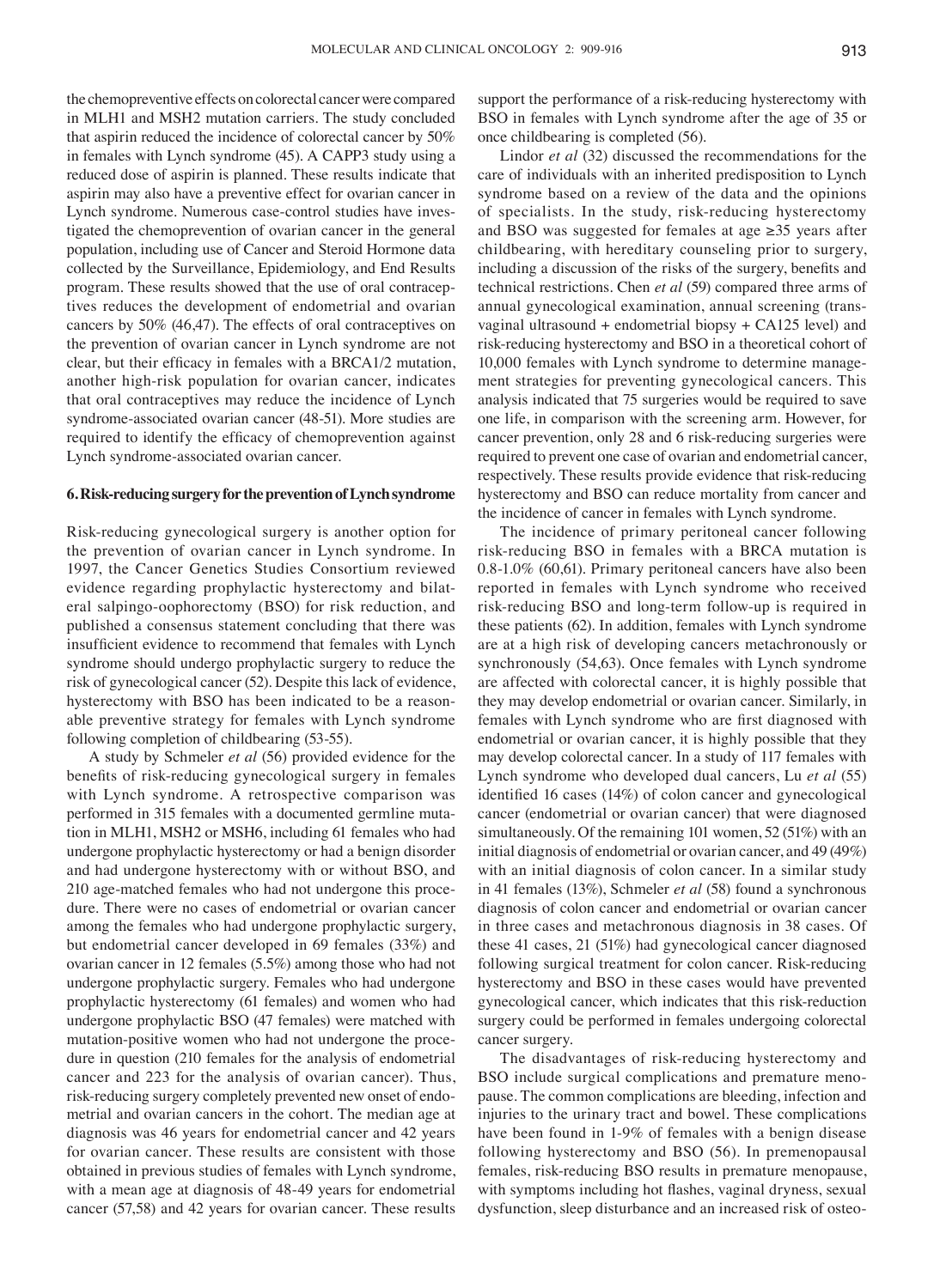the chemopreventive effects on colorectal cancer were compared in MLH1 and MSH2 mutation carriers. The study concluded that aspirin reduced the incidence of colorectal cancer by 50% in females with Lynch syndrome (45). A CAPP3 study using a reduced dose of aspirin is planned. These results indicate that aspirin may also have a preventive effect for ovarian cancer in Lynch syndrome. Numerous case-control studies have investigated the chemoprevention of ovarian cancer in the general population, including use of Cancer and Steroid Hormone data collected by the Surveillance, Epidemiology, and End Results program. These results showed that the use of oral contraceptives reduces the development of endometrial and ovarian cancers by 50% (46,47). The effects of oral contraceptives on the prevention of ovarian cancer in Lynch syndrome are not clear, but their efficacy in females with a BRCA1/2 mutation, another high-risk population for ovarian cancer, indicates that oral contraceptives may reduce the incidence of Lynch syndrome-associated ovarian cancer (48-51). More studies are required to identify the efficacy of chemoprevention against Lynch syndrome-associated ovarian cancer.

## 6. Risk-reducing surgery for the prevention of Lynch syndrome

Risk-reducing gynecological surgery is another option for the prevention of ovarian cancer in Lynch syndrome. In 1997, the Cancer Genetics Studies Consortium reviewed evidence regarding prophylactic hysterectomy and bilateral salpingo-oophorectomy (BSO) for risk reduction, and published a consensus statement concluding that there was insufficient evidence to recommend that females with Lynch syndrome should undergo prophylactic surgery to reduce the risk of gynecological cancer (52). Despite this lack of evidence, hysterectomy with BSO has been indicated to be a reasonable preventive strategy for females with Lynch syndrome following completion of childbearing (53-55).

A study by Schmeler *et al* (56) provided evidence for the benefits of risk-reducing gynecological surgery in females with Lynch syndrome. A retrospective comparison was performed in 315 females with a documented germline mutation in MLH1, MSH2 or MSH6, including 61 females who had undergone prophylactic hysterectomy or had a benign disorder and had undergone hysterectomy with or without BSO, and 210 age-matched females who had not undergone this procedure. There were no cases of endometrial or ovarian cancer among the females who had undergone prophylactic surgery, but endometrial cancer developed in 69 females (33%) and ovarian cancer in 12 females (5.5%) among those who had not undergone prophylactic surgery. Females who had undergone prophylactic hysterectomy (61 females) and women who had undergone prophylactic BSO (47 females) were matched with mutation-positive women who had not undergone the procedure in question (210 females for the analysis of endometrial cancer and 223 for the analysis of ovarian cancer). Thus, risk-reducing surgery completely prevented new onset of endometrial and ovarian cancers in the cohort. The median age at diagnosis was 46 years for endometrial cancer and 42 years for ovarian cancer. These results are consistent with those obtained in previous studies of females with Lynch syndrome, with a mean age at diagnosis of 48-49 years for endometrial cancer (57,58) and 42 years for ovarian cancer. These results support the performance of a risk-reducing hysterectomy with BSO in females with Lynch syndrome after the age of 35 or once childbearing is completed (56).

Lindor *et al* (32) discussed the recommendations for the care of individuals with an inherited predisposition to Lynch syndrome based on a review of the data and the opinions of specialists. In the study, risk-reducing hysterectomy and BSO was suggested for females at age ≥35 years after childbearing, with hereditary counseling prior to surgery, including a discussion of the risks of the surgery, benefits and technical restrictions. Chen *et al* (59) compared three arms of annual gynecological examination, annual screening (transvaginal ultrasound + endometrial biopsy + CA125 level) and risk-reducing hysterectomy and BSO in a theoretical cohort of 10,000 females with Lynch syndrome to determine management strategies for preventing gynecological cancers. This analysis indicated that 75 surgeries would be required to save one life, in comparison with the screening arm. However, for cancer prevention, only 28 and 6 risk-reducing surgeries were required to prevent one case of ovarian and endometrial cancer, respectively. These results provide evidence that risk-reducing hysterectomy and BSO can reduce mortality from cancer and the incidence of cancer in females with Lynch syndrome.

The incidence of primary peritoneal cancer following risk-reducing BSO in females with a BRCA mutation is 0.8-1.0% (60,61). Primary peritoneal cancers have also been reported in females with Lynch syndrome who received risk-reducing BSO and long-term follow-up is required in these patients (62). In addition, females with Lynch syndrome are at a high risk of developing cancers metachronously or synchronously (54,63). Once females with Lynch syndrome are affected with colorectal cancer, it is highly possible that they may develop endometrial or ovarian cancer. Similarly, in females with Lynch syndrome who are first diagnosed with endometrial or ovarian cancer, it is highly possible that they may develop colorectal cancer. In a study of 117 females with Lynch syndrome who developed dual cancers, Lu *et al* (55) identified 16 cases (14%) of colon cancer and gynecological cancer (endometrial or ovarian cancer) that were diagnosed simultaneously. Of the remaining 101 women, 52 (51%) with an initial diagnosis of endometrial or ovarian cancer, and 49 (49%) with an initial diagnosis of colon cancer. In a similar study in 41 females (13%), Schmeler *et al* (58) found a synchronous diagnosis of colon cancer and endometrial or ovarian cancer in three cases and metachronous diagnosis in 38 cases. Of these 41 cases, 21 (51%) had gynecological cancer diagnosed following surgical treatment for colon cancer. Risk-reducing hysterectomy and BSO in these cases would have prevented gynecological cancer, which indicates that this risk-reduction surgery could be performed in females undergoing colorectal cancer surgery.

The disadvantages of risk-reducing hysterectomy and BSO include surgical complications and premature menopause. The common complications are bleeding, infection and injuries to the urinary tract and bowel. These complications have been found in 1-9% of females with a benign disease following hysterectomy and BSO (56). In premenopausal females, risk-reducing BSO results in premature menopause, with symptoms including hot flashes, vaginal dryness, sexual dysfunction, sleep disturbance and an increased risk of osteo-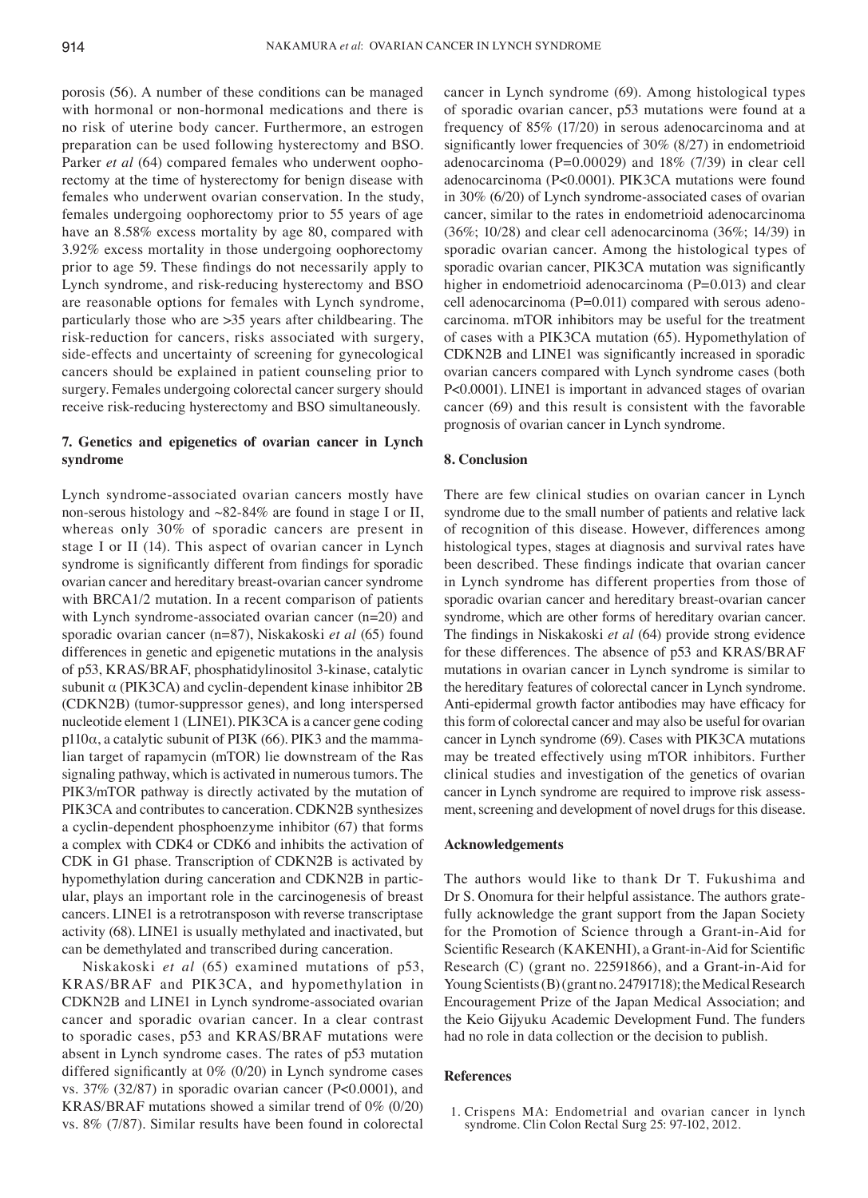porosis (56). A number of these conditions can be managed with hormonal or non-hormonal medications and there is no risk of uterine body cancer. Furthermore, an estrogen preparation can be used following hysterectomy and BSO. Parker *et al* (64) compared females who underwent oophorectomy at the time of hysterectomy for benign disease with females who underwent ovarian conservation. In the study, females undergoing oophorectomy prior to 55 years of age have an 8.58% excess mortality by age 80, compared with 3.92% excess mortality in those undergoing oophorectomy prior to age 59. These findings do not necessarily apply to Lynch syndrome, and risk-reducing hysterectomy and BSO are reasonable options for females with Lynch syndrome, particularly those who are >35 years after childbearing. The risk-reduction for cancers, risks associated with surgery, side-effects and uncertainty of screening for gynecological cancers should be explained in patient counseling prior to surgery. Females undergoing colorectal cancer surgery should receive risk-reducing hysterectomy and BSO simultaneously.

## 7. Genetics and epigenetics of ovarian cancer in Lynch syndrome

Lynch syndrome-associated ovarian cancers mostly have non-serous histology and ~82-84% are found in stage I or II, whereas only 30% of sporadic cancers are present in stage I or II (14). This aspect of ovarian cancer in Lynch syndrome is significantly different from findings for sporadic ovarian cancer and hereditary breast-ovarian cancer syndrome with BRCA1/2 mutation. In a recent comparison of patients with Lynch syndrome-associated ovarian cancer (n=20) and sporadic ovarian cancer (n=87), Niskakoski *et al* (65) found differences in genetic and epigenetic mutations in the analysis of p53, KRAS/BRAF, phosphatidylinositol 3-kinase, catalytic subunit α (PIK3CA) and cyclin-dependent kinase inhibitor 2B (CDKN2B) (tumor-suppressor genes), and long interspersed nucleotide element 1 (LINE1). PIK3CA is a cancer gene coding p110α, a catalytic subunit of PI3K (66). PIK3 and the mammalian target of rapamycin (mTOR) lie downstream of the Ras signaling pathway, which is activated in numerous tumors. The PIK3/mTOR pathway is directly activated by the mutation of PIK3CA and contributes to canceration. CDKN2B synthesizes a cyclin-dependent phosphoenzyme inhibitor (67) that forms a complex with CDK4 or CDK6 and inhibits the activation of CDK in G1 phase. Transcription of CDKN2B is activated by hypomethylation during canceration and CDKN2B in particular, plays an important role in the carcinogenesis of breast cancers. LINE1 is a retrotransposon with reverse transcriptase activity (68). LINE1 is usually methylated and inactivated, but can be demethylated and transcribed during canceration.

Niskakoski *et al* (65) examined mutations of p53, KRAS/BRAF and PIK3CA, and hypomethylation in CDKN2B and LINE1 in Lynch syndrome-associated ovarian cancer and sporadic ovarian cancer. In a clear contrast to sporadic cases, p53 and KRAS/BRAF mutations were absent in Lynch syndrome cases. The rates of p53 mutation differed significantly at 0% (0/20) in Lynch syndrome cases vs. 37% (32/87) in sporadic ovarian cancer (P<0.0001), and KRAS/BRAF mutations showed a similar trend of 0% (0/20) vs. 8% (7/87). Similar results have been found in colorectal cancer in Lynch syndrome (69). Among histological types of sporadic ovarian cancer, p53 mutations were found at a frequency of 85% (17/20) in serous adenocarcinoma and at significantly lower frequencies of 30% (8/27) in endometrioid adenocarcinoma (P=0.00029) and 18% (7/39) in clear cell adenocarcinoma (P<0.0001). PIK3CA mutations were found in 30% (6/20) of Lynch syndrome-associated cases of ovarian cancer, similar to the rates in endometrioid adenocarcinoma (36%; 10/28) and clear cell adenocarcinoma (36%; 14/39) in sporadic ovarian cancer. Among the histological types of sporadic ovarian cancer, PIK3CA mutation was significantly higher in endometrioid adenocarcinoma (P=0.013) and clear cell adenocarcinoma (P=0.011) compared with serous adenocarcinoma. mTOR inhibitors may be useful for the treatment of cases with a PIK3CA mutation (65). Hypomethylation of CDKN2B and LINE1 was significantly increased in sporadic ovarian cancers compared with Lynch syndrome cases (both P<0.0001). LINE1 is important in advanced stages of ovarian cancer (69) and this result is consistent with the favorable prognosis of ovarian cancer in Lynch syndrome.

## 8. Conclusion

There are few clinical studies on ovarian cancer in Lynch syndrome due to the small number of patients and relative lack of recognition of this disease. However, differences among histological types, stages at diagnosis and survival rates have been described. These findings indicate that ovarian cancer in Lynch syndrome has different properties from those of sporadic ovarian cancer and hereditary breast-ovarian cancer syndrome, which are other forms of hereditary ovarian cancer. The findings in Niskakoski *et al* (64) provide strong evidence for these differences. The absence of p53 and KRAS/BRAF mutations in ovarian cancer in Lynch syndrome is similar to the hereditary features of colorectal cancer in Lynch syndrome. Anti-epidermal growth factor antibodies may have efficacy for this form of colorectal cancer and may also be useful for ovarian cancer in Lynch syndrome (69). Cases with PIK3CA mutations may be treated effectively using mTOR inhibitors. Further clinical studies and investigation of the genetics of ovarian cancer in Lynch syndrome are required to improve risk assessment, screening and development of novel drugs for this disease.

## Acknowledgements

The authors would like to thank Dr T. Fukushima and Dr S. Onomura for their helpful assistance. The authors gratefully acknowledge the grant support from the Japan Society for the Promotion of Science through a Grant-in-Aid for Scientific Research (KAKENHI), a Grant-in-Aid for Scientific Research (C) (grant no. 22591866), and a Grant-in-Aid for Young Scientists (B) (grant no. 24791718); the Medical Research Encouragement Prize of the Japan Medical Association; and the Keio Gijyuku Academic Development Fund. The funders had no role in data collection or the decision to publish.

## References

1. Crispens MA: Endometrial and ovarian cancer in lynch syndrome. Clin Colon Rectal Surg 25: 97-102, 2012.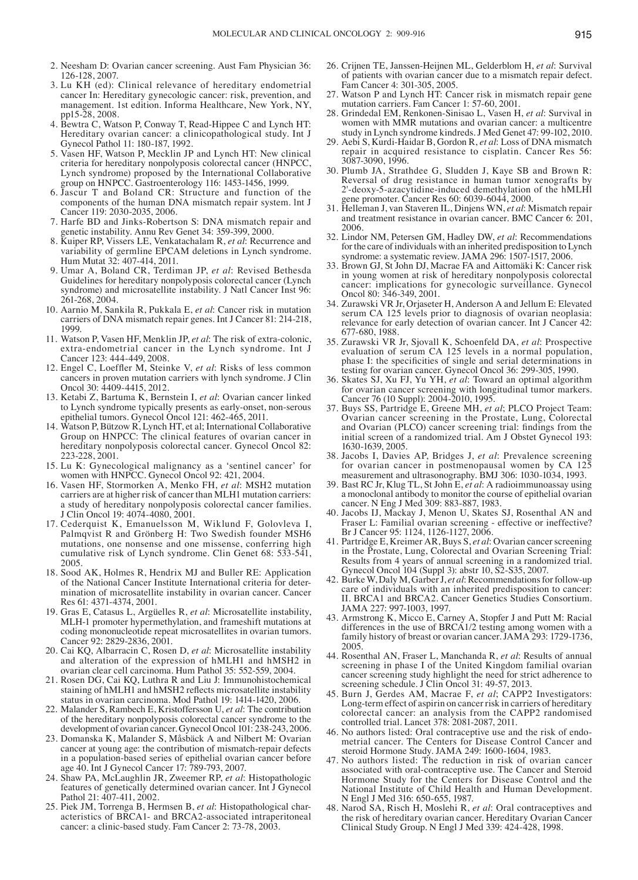2. Neesham D: Ovarian cancer screening. Aust Fam Physician 36: 126-128, 2007.
3. Lu KH (ed): Clinical relevance of hereditary endometrial cancer In: Hereditary gynecologic cancer: risk, prevention, and management. 1st edition. Informa Healthcare, New York, NY, pp15-28, 2008.
4. Bewtra C, Watson P, Conway T, Read-Hippee C and Lynch HT: Hereditary ovarian cancer: a clinicopathological study. Int J Gynecol Pathol 11: 180-187, 1992.
5. Vasen HF, Watson P, Mecklin JP and Lynch HT: New clinical criteria for hereditary nonpolyposis colorectal cancer (HNPCC, Lynch syndrome) proposed by the International Collaborative group on HNPCC. Gastroenterology 116: 1453-1456, 1999.
6. Jascur T and Boland CR: Structure and function of the components of the human DNA mismatch repair system. lnt J Cancer 119: 2030-2035, 2006.
7. Harfe BD and Jinks-Robertson S: DNA mismatch repair and genetic instability. Annu Rev Genet 34: 359-399, 2000.
8. Kuiper RP, Vissers LE, Venkatachalam R, *et al*: Recurrence and variability of germline EPCAM deletions in Lynch syndrome. Hum Mutat 32: 407-414, 2011.
9. Umar A, Boland CR, Terdiman JP, *et al*: Revised Bethesda Guidelines for hereditary nonpolyposis colorectal cancer (Lynch syndrome) and microsatellite instability. J Natl Cancer Inst 96: 261-268, 2004.
10. Aarnio M, Sankila R, Pukkala E, *et al*: Cancer risk in mutation carriers of DNA mismatch repair genes. Int J Cancer 81: 214-218, 1999.
11. Watson P, Vasen HF, Menklin JP, *et al*: The risk of extra-colonic, extra-endometrial cancer in the Lynch syndrome. Int J Cancer 123: 444-449, 2008.
12. Engel C, Loeffler M, Steinke V, *et al*: Risks of less common cancers in proven mutation carriers with lynch syndrome. J Clin Oncol 30: 4409-4415, 2012.
13. Ketabi Z, Bartuma K, Bernstein I, *et al*: Ovarian cancer linked to Lynch syndrome typically presents as early-onset, non-serous epithelial tumors. Gynecol Oncol 121: 462-465, 2011.
14. Watson P, Bützow R, Lynch HT, et al; International Collaborative Group on HNPCC: The clinical features of ovarian cancer in hereditary nonpolyposis colorectal cancer. Gynecol Oncol 82: 223-228, 2001.
15. Lu K: Gynecological malignancy as a 'sentinel cancer' for women with HNPCC. Gynecol Oncol 92: 421, 2004.
16. Vasen HF, Stormorken A, Menko FH, *et al*: MSH2 mutation carriers are at higher risk of cancer than MLH1 mutation carriers: a study of hereditary nonpolyposis colorectal cancer families. J Clin Oncol 19: 4074-4080, 2001.
17. Cederquist K, Emanuelsson M, Wiklund F, Golovleva I, Palmqvist R and Grönberg H: Two Swedish founder MSH6 mutations, one nonsense and one missense, conferring high cumulative risk of Lynch syndrome. Clin Genet 68: 533-541, 2005.
18. Sood AK, Holmes R, Hendrix MJ and Buller RE: Application of the National Cancer Institute International criteria for determination of microsatellite instability in ovarian cancer. Cancer Res 61: 4371-4374, 2001.
19. Gras E, Catasus L, Argüelles R, *et al*: Microsatellite instability, MLH-1 promoter hypermethylation, and frameshift mutations at coding mononucleotide repeat microsatellites in ovarian tumors. Cancer 92: 2829-2836, 2001.
20. Cai KQ, Albarracin C, Rosen D, *et al*: Microsatellite instability and alteration of the expression of hMLH1 and hMSH2 in ovarian clear cell carcinoma. Hum Pathol 35: 552-559, 2004.
21. Rosen DG, Cai KQ, Luthra R and Liu J: Immunohistochemical staining of hMLH1 and hMSH2 reflects microsatellite instability status in ovarian carcinoma. Mod Pathol 19: 1414-1420, 2006.
22. Malander S, Rambech E, Kristoffersson U, *et al*: The contribution of the hereditary nonpolyposis colorectal cancer syndrome to the development of ovarian cancer. Gynecol Oncol 101: 238-243, 2006.
23. Domanska K, Malander S, Måsbäck A and Nilbert M: Ovarian cancer at young age: the contribution of mismatch-repair defects in a population-based series of epithelial ovarian cancer before age 40. Int J Gynecol Cancer 17: 789-793, 2007.
24. Shaw PA, McLaughlin JR, Zweemer RP, *et al*: Histopathologic features of genetically determined ovarian cancer. Int J Gynecol Pathol 21: 407-411, 2002.
25. Piek JM, Torrenga B, Hermsen B, *et al*: Histopathological characteristics of BRCA1- and BRCA2-associated intraperitoneal cancer: a clinic-based study. Fam Cancer 2: 73-78, 2003.
26. Crijnen TE, Janssen-Heijnen ML, Gelderblom H, *et al*: Survival of patients with ovarian cancer due to a mismatch repair defect. Fam Cancer 4: 301-305, 2005.
27. Watson P and Lynch HT: Cancer risk in mismatch repair gene mutation carriers. Fam Cancer 1: 57-60, 2001.
28. Grindedal EM, Renkonen-Sinisao L, Vasen H, *et al*: Survival in women with MMR mutations and ovarian cancer: a multicentre study in Lynch syndrome kindreds. J Med Genet 47: 99-102, 2010.
29. Aebi S, Kurdi-Haidar B, Gordon R, *et al*: Loss of DNA mismatch repair in acquired resistance to cisplatin. Cancer Res 56: 3087-3090, 1996.
30. Plumb JA, Strathdee G, Sludden J, Kaye SB and Brown R: Reversal of drug resistance in human tumor xenografts by 2'-deoxy-5-azacytidine-induced demethylation of the hMLHl gene promoter. Cancer Res 60: 6039-6044, 2000.
31. Helleman J, van Staveren IL, Dinjens WN, *et al*: Mismatch repair and treatment resistance in ovarian cancer. BMC Cancer 6: 201, 2006.
32. Lindor NM, Petersen GM, Hadley DW, *et al*: Recommendations for the care of individuals with an inherited predisposition to Lynch syndrome: a systematic review. JAMA 296: 1507-1517, 2006.
33. Brown GJ, St John DJ, Macrae FA and Aittomäki K: Cancer risk in young women at risk of hereditary nonpolyposis colorectal cancer: implications for gynecologic surveillance. Gynecol Oncol 80: 346-349, 2001.
34. Zurawski VR Jr, Orjaseter H, Anderson A and Jellum E: Elevated serum CA 125 levels prior to diagnosis of ovarian neoplasia: relevance for early detection of ovarian cancer. Int J Cancer 42: 677-680, 1988.
35. Zurawski VR Jr, Sjovall K, Schoenfeld DA, *et al*: Prospective evaluation of serum CA 125 levels in a normal population, phase I: the specificities of single and serial determinations in testing for ovarian cancer. Gynecol Oncol 36: 299-305, 1990.
36. Skates SJ, Xu FJ, Yu YH, *et al*: Toward an optimal algorithm for ovarian cancer screening with longitudinal tumor markers. Cancer 76 (10 Suppl): 2004-2010, 1995.
37. Buys SS, Partridge E, Greene MH, *et al*; PLCO Project Team: Ovarian cancer screening in the Prostate, Lung, Colorectal and Ovarian (PLCO) cancer screening trial: findings from the initial screen of a randomized trial. Am J Obstet Gynecol 193: 1630-1639, 2005.
38. Jacobs I, Davies AP, Bridges J, *et al*: Prevalence screening for ovarian cancer in postmenopausal women by CA 125 measurement and ultrasonography. BMJ 306: 1030-1034, 1993.
39. Bast RC Jr, Klug TL, St John E, *et al*: A radioimmunoassay using a monoclonal antibody to monitor the course of epithelial ovarian cancer. N Eng J Med 309: 883-887, 1983.
40. Jacobs IJ, Mackay J, Menon U, Skates SJ, Rosenthal AN and Fraser L: Familial ovarian screening - effective or ineffective? Br J Cancer 95: 1124, 1126-1127, 2006.
41. Partridge E, Kreimer AR, Buys S, *et al*: Ovarian cancer screening in the Prostate, Lung, Colorectal and Ovarian Screening Trial: Results from 4 years of annual screening in a randomized trial. Gynecol Oncol 104 (Suppl 3): abstr 10, S2-S35, 2007.
42. Burke W, Daly M, Garber J, *et al*: Recommendations for follow-up care of individuals with an inherited predisposition to cancer: II. BRCA1 and BRCA2. Cancer Genetics Studies Consortium. JAMA 227: 997-1003, 1997.
43. Armstrong K, Micco E, Carney A, Stopfer J and Putt M: Racial differences in the use of BRCA1/2 testing among women with a family history of breast or ovarian cancer. JAMA 293: 1729-1736, 2005.
44. Rosenthal AN, Fraser L, Manchanda R, *et al*: Results of annual screening in phase I of the United Kingdom familial ovarian cancer screening study highlight the need for strict adherence to screening schedule. J Clin Oncol 31: 49-57, 2013.
45. Burn J, Gerdes AM, Macrae F, *et al*; CAPP2 Investigators: Long-term effect of aspirin on cancer risk in carriers of hereditary colorectal cancer: an analysis from the CAPP2 randomised controlled trial. Lancet 378: 2081-2087, 2011.
46. No authors listed: Oral contraceptive use and the risk of endometrial cancer. The Centers for Disease Control Cancer and steroid Hormone Study. JAMA 249: 1600-1604, 1983.
47. No authors listed: The reduction in risk of ovarian cancer associated with oral-contraceptive use. The Cancer and Steroid Hormone Study for the Centers for Disease Control and the National Institute of Child Health and Human Development. N Engl J Med 316: 650-655, 1987.
48. Narod SA, Risch H, Moslehi R, *et al*: Oral contraceptives and the risk of hereditary ovarian cancer. Hereditary Ovarian Cancer Clinical Study Group. N Engl J Med 339: 424-428, 1998.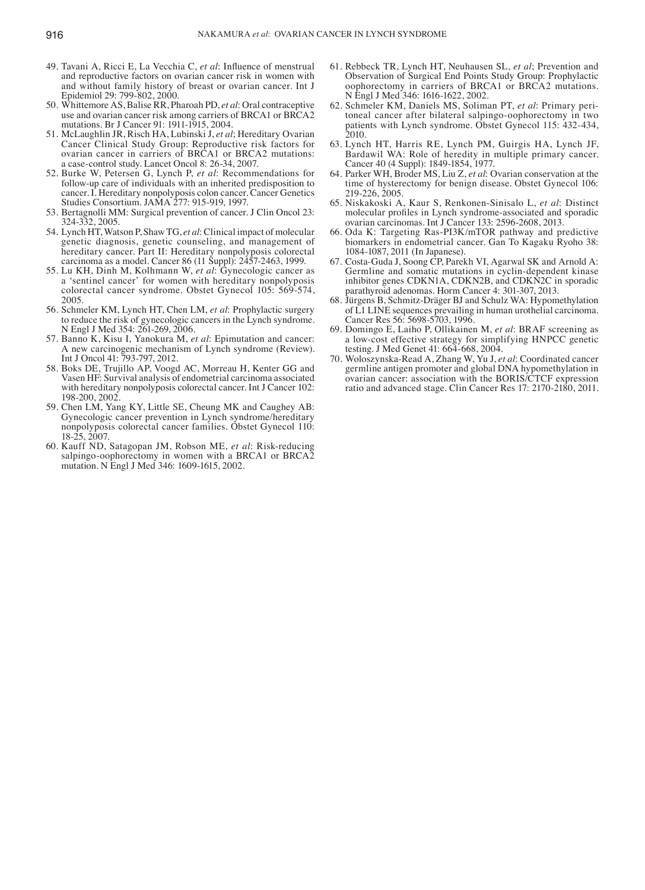49. Tavani A, Ricci E, La Vecchia C, *et al*: Influence of menstrual and reproductive factors on ovarian cancer risk in women with and without family history of breast or ovarian cancer. Int J Epidemiol 29: 799-802, 2000.
50. Whittemore AS, Balise RR, Pharoah PD, *et al*: Oral contraceptive use and ovarian cancer risk among carriers of BRCA1 or BRCA2 mutations. Br J Cancer 91: 1911-1915, 2004.
51. McLaughlin JR, Risch HA, Lubinski J, *et al*; Hereditary Ovarian Cancer Clinical Study Group: Reproductive risk factors for ovarian cancer in carriers of BRCA1 or BRCA2 mutations: a case-control study. Lancet Oncol 8: 26-34, 2007.
52. Burke W, Petersen G, Lynch P, *et al*: Recommendations for follow-up care of individuals with an inherited predisposition to cancer. I. Hereditary nonpolyposis colon cancer. Cancer Genetics Studies Consortium. JAMA 277: 915-919, 1997.
53. Bertagnolli MM: Surgical prevention of cancer. J Clin Oncol 23: 324-332, 2005.
54. Lynch HT, Watson P, Shaw TG, *et al*: Clinical impact of molecular genetic diagnosis, genetic counseling, and management of hereditary cancer. Part II: Hereditary nonpolyposis colorectal carcinoma as a model. Cancer 86 (11 Suppl): 2457-2463, 1999.
55. Lu KH, Dinh M, Kolhmann W, *et al*: Gynecologic cancer as a 'sentinel cancer' for women with hereditary nonpolyposis colorectal cancer syndrome. Obstet Gynecol 105: 569-574, 2005.
56. Schmeler KM, Lynch HT, Chen LM, *et al*: Prophylactic surgery to reduce the risk of gynecologic cancers in the Lynch syndrome. N Engl J Med 354: 261-269, 2006.
57. Banno K, Kisu I, Yanokura M, *et al*: Epimutation and cancer: A new carcinogenic mechanism of Lynch syndrome (Review). Int J Oncol 41: 793-797, 2012.
58. Boks DE, Trujillo AP, Voogd AC, Morreau H, Kenter GG and Vasen HF: Survival analysis of endometrial carcinoma associated with hereditary nonpolyposis colorectal cancer. Int J Cancer 102: 198-200, 2002.
59. Chen LM, Yang KY, Little SE, Cheung MK and Caughey AB: Gynecologic cancer prevention in Lynch syndrome/hereditary nonpolyposis colorectal cancer families. Obstet Gynecol 110: 18-25, 2007.
60. Kauff ND, Satagopan JM, Robson ME, *et al*: Risk-reducing salpingo-oophorectomy in women with a BRCA1 or BRCA2 mutation. N Engl J Med 346: 1609-1615, 2002.
61. Rebbeck TR, Lynch HT, Neuhausen SL, *et al*; Prevention and Observation of Surgical End Points Study Group: Prophylactic oophorectomy in carriers of BRCA1 or BRCA2 mutations. N Engl J Med 346: 1616-1622, 2002.
62. Schmeler KM, Daniels MS, Soliman PT, *et al*: Primary peritoneal cancer after bilateral salpingo-oophorectomy in two patients with Lynch syndrome. Obstet Gynecol 115: 432-434, 2010.
63. Lynch HT, Harris RE, Lynch PM, Guirgis HA, Lynch JF, Bardawil WA: Role of heredity in multiple primary cancer. Cancer 40 (4 Suppl): 1849-1854, 1977.
64. Parker WH, Broder MS, Liu Z, *et al*: Ovarian conservation at the time of hysterectomy for benign disease. Obstet Gynecol 106: 219-226, 2005.
65. Niskakoski A, Kaur S, Renkonen-Sinisalo L, *et al*: Distinct molecular profiles in Lynch syndrome-associated and sporadic ovarian carcinomas. Int J Cancer 133: 2596-2608, 2013.
66. Oda K: Targeting Ras-PI3K/mTOR pathway and predictive biomarkers in endometrial cancer. Gan To Kagaku Ryoho 38: 1084-1087, 2011 (In Japanese).
67. Costa-Guda J, Soong CP, Parekh VI, Agarwal SK and Arnold A: Germline and somatic mutations in cyclin-dependent kinase inhibitor genes CDKN1A, CDKN2B, and CDKN2C in sporadic parathyroid adenomas. Horm Cancer 4: 301-307, 2013.
68. Jürgens B, Schmitz-Dräger BJ and Schulz WA: Hypomethylation of L1 LINE sequences prevailing in human urothelial carcinoma. Cancer Res 56: 5698-5703, 1996.
69. Domingo E, Laiho P, Ollikainen M, *et al*: BRAF screening as a low-cost effective strategy for simplifying HNPCC genetic testing. J Med Genet 41: 664-668, 2004.
70. Woloszynska-Read A, Zhang W, Yu J, *et al*: Coordinated cancer germline antigen promoter and global DNA hypomethylation in ovarian cancer: association with the BORIS/CTCF expression ratio and advanced stage. Clin Cancer Res 17: 2170-2180, 2011.